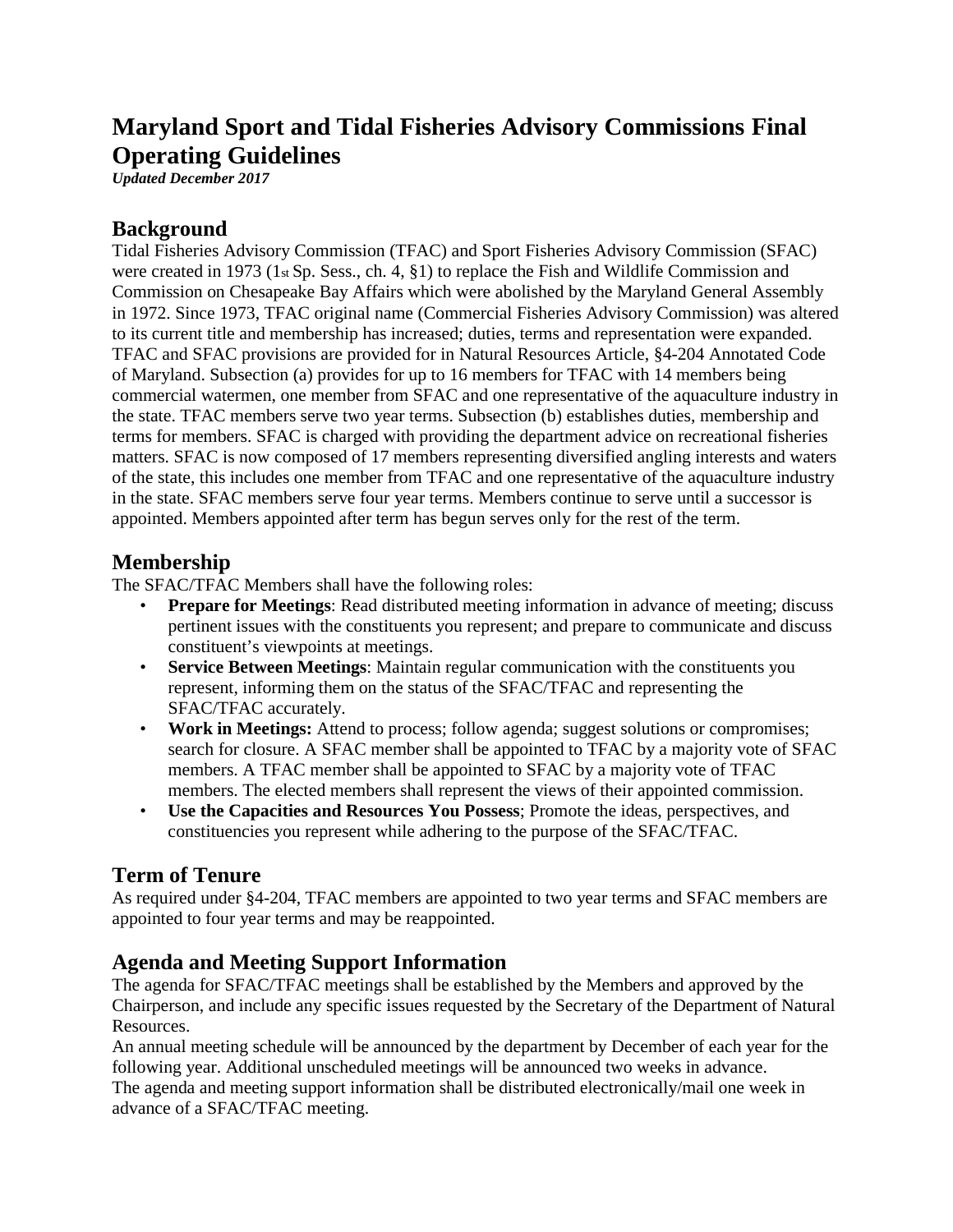# Maryland Sport and Tidal Fisheries Advisory Commissions Final Operating Guidelines

***Updated December 2017***

## Background

Tidal Fisheries Advisory Commission (TFAC) and Sport Fisheries Advisory Commission (SFAC) were created in 1973 (1st Sp. Sess., ch. 4, §1) to replace the Fish and Wildlife Commission and Commission on Chesapeake Bay Affairs which were abolished by the Maryland General Assembly in 1972. Since 1973, TFAC original name (Commercial Fisheries Advisory Commission) was altered to its current title and membership has increased; duties, terms and representation were expanded. TFAC and SFAC provisions are provided for in Natural Resources Article, §4-204 Annotated Code of Maryland. Subsection (a) provides for up to 16 members for TFAC with 14 members being commercial watermen, one member from SFAC and one representative of the aquaculture industry in the state. TFAC members serve two year terms. Subsection (b) establishes duties, membership and terms for members. SFAC is charged with providing the department advice on recreational fisheries matters. SFAC is now composed of 17 members representing diversified angling interests and waters of the state, this includes one member from TFAC and one representative of the aquaculture industry in the state. SFAC members serve four year terms. Members continue to serve until a successor is appointed. Members appointed after term has begun serves only for the rest of the term.

## Membership

The SFAC/TFAC Members shall have the following roles:

- **Prepare for Meetings**: Read distributed meeting information in advance of meeting; discuss pertinent issues with the constituents you represent; and prepare to communicate and discuss constituent's viewpoints at meetings.
- **Service Between Meetings**: Maintain regular communication with the constituents you represent, informing them on the status of the SFAC/TFAC and representing the SFAC/TFAC accurately.
- **Work in Meetings:** Attend to process; follow agenda; suggest solutions or compromises; search for closure. A SFAC member shall be appointed to TFAC by a majority vote of SFAC members. A TFAC member shall be appointed to SFAC by a majority vote of TFAC members. The elected members shall represent the views of their appointed commission.
- **Use the Capacities and Resources You Possess**; Promote the ideas, perspectives, and constituencies you represent while adhering to the purpose of the SFAC/TFAC.

## Term of Tenure

As required under §4-204, TFAC members are appointed to two year terms and SFAC members are appointed to four year terms and may be reappointed.

## Agenda and Meeting Support Information

The agenda for SFAC/TFAC meetings shall be established by the Members and approved by the Chairperson, and include any specific issues requested by the Secretary of the Department of Natural Resources.

An annual meeting schedule will be announced by the department by December of each year for the following year. Additional unscheduled meetings will be announced two weeks in advance.

The agenda and meeting support information shall be distributed electronically/mail one week in advance of a SFAC/TFAC meeting.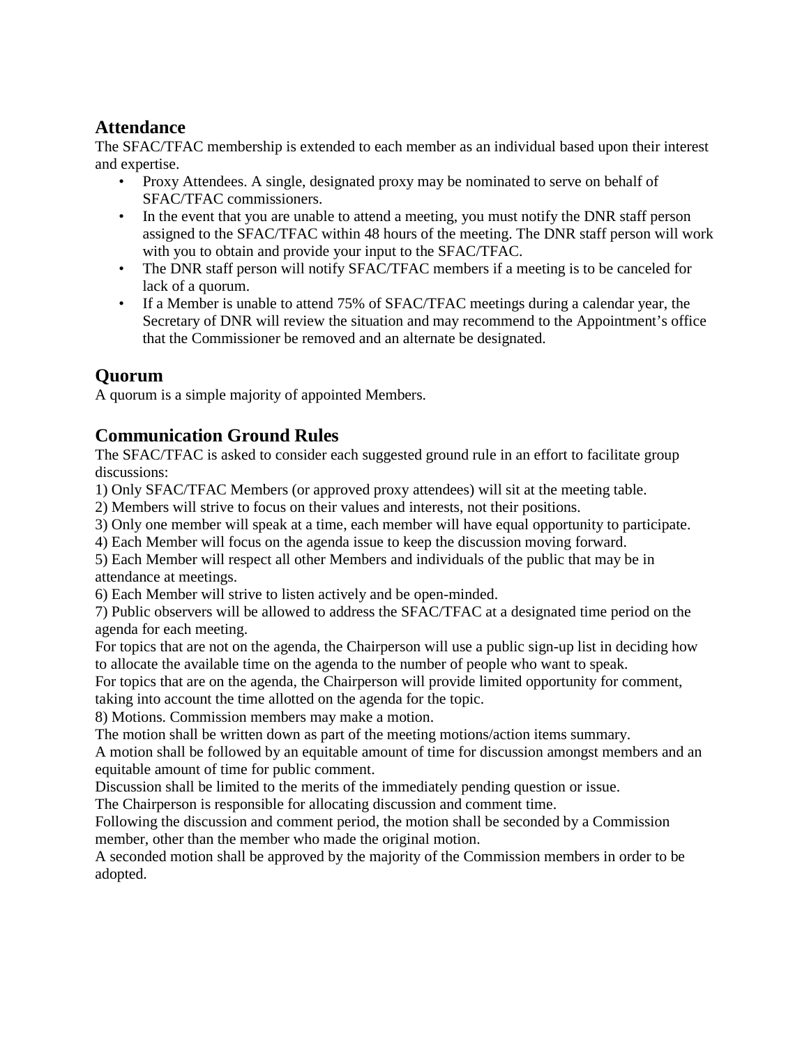## Attendance

The SFAC/TFAC membership is extended to each member as an individual based upon their interest and expertise.

- Proxy Attendees. A single, designated proxy may be nominated to serve on behalf of SFAC/TFAC commissioners.
- In the event that you are unable to attend a meeting, you must notify the DNR staff person assigned to the SFAC/TFAC within 48 hours of the meeting. The DNR staff person will work with you to obtain and provide your input to the SFAC/TFAC.
- The DNR staff person will notify SFAC/TFAC members if a meeting is to be canceled for lack of a quorum.
- If a Member is unable to attend 75% of SFAC/TFAC meetings during a calendar year, the Secretary of DNR will review the situation and may recommend to the Appointment's office that the Commissioner be removed and an alternate be designated.

## Quorum

A quorum is a simple majority of appointed Members.

## Communication Ground Rules

The SFAC/TFAC is asked to consider each suggested ground rule in an effort to facilitate group discussions:

1) Only SFAC/TFAC Members (or approved proxy attendees) will sit at the meeting table.
2) Members will strive to focus on their values and interests, not their positions.
3) Only one member will speak at a time, each member will have equal opportunity to participate.
4) Each Member will focus on the agenda issue to keep the discussion moving forward.
5) Each Member will respect all other Members and individuals of the public that may be in attendance at meetings.
6) Each Member will strive to listen actively and be open-minded.
7) Public observers will be allowed to address the SFAC/TFAC at a designated time period on the agenda for each meeting.

For topics that are not on the agenda, the Chairperson will use a public sign-up list in deciding how to allocate the available time on the agenda to the number of people who want to speak.

For topics that are on the agenda, the Chairperson will provide limited opportunity for comment, taking into account the time allotted on the agenda for the topic.

8) Motions. Commission members may make a motion.

The motion shall be written down as part of the meeting motions/action items summary.

A motion shall be followed by an equitable amount of time for discussion amongst members and an equitable amount of time for public comment.

Discussion shall be limited to the merits of the immediately pending question or issue.

The Chairperson is responsible for allocating discussion and comment time.

Following the discussion and comment period, the motion shall be seconded by a Commission member, other than the member who made the original motion.

A seconded motion shall be approved by the majority of the Commission members in order to be adopted.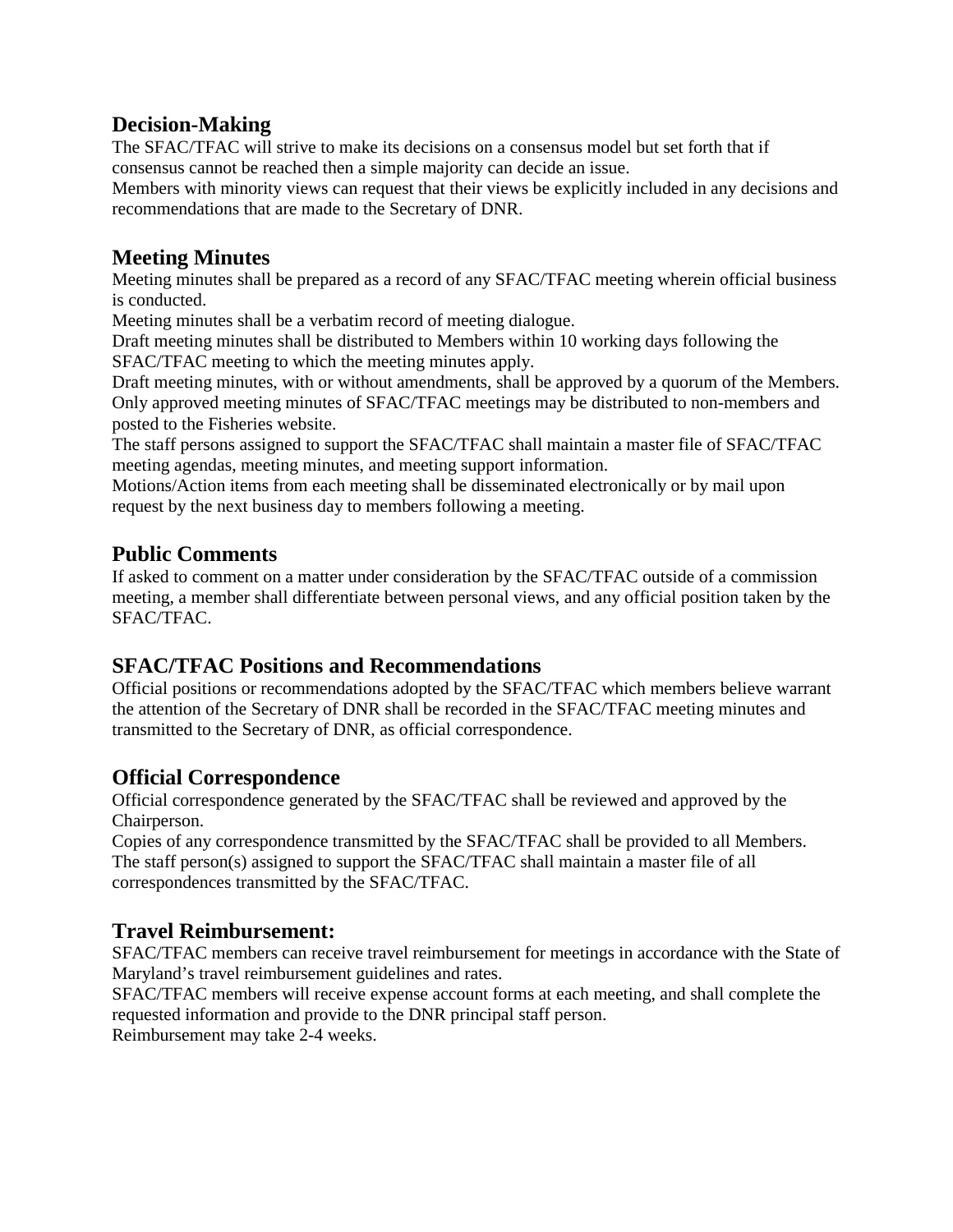## Decision-Making

The SFAC/TFAC will strive to make its decisions on a consensus model but set forth that if consensus cannot be reached then a simple majority can decide an issue.

Members with minority views can request that their views be explicitly included in any decisions and recommendations that are made to the Secretary of DNR.

## Meeting Minutes

Meeting minutes shall be prepared as a record of any SFAC/TFAC meeting wherein official business is conducted.

Meeting minutes shall be a verbatim record of meeting dialogue.

Draft meeting minutes shall be distributed to Members within 10 working days following the SFAC/TFAC meeting to which the meeting minutes apply.

Draft meeting minutes, with or without amendments, shall be approved by a quorum of the Members.

Only approved meeting minutes of SFAC/TFAC meetings may be distributed to non-members and posted to the Fisheries website.

The staff persons assigned to support the SFAC/TFAC shall maintain a master file of SFAC/TFAC meeting agendas, meeting minutes, and meeting support information.

Motions/Action items from each meeting shall be disseminated electronically or by mail upon request by the next business day to members following a meeting.

## Public Comments

If asked to comment on a matter under consideration by the SFAC/TFAC outside of a commission meeting, a member shall differentiate between personal views, and any official position taken by the SFAC/TFAC.

## SFAC/TFAC Positions and Recommendations

Official positions or recommendations adopted by the SFAC/TFAC which members believe warrant the attention of the Secretary of DNR shall be recorded in the SFAC/TFAC meeting minutes and transmitted to the Secretary of DNR, as official correspondence.

## Official Correspondence

Official correspondence generated by the SFAC/TFAC shall be reviewed and approved by the Chairperson.

Copies of any correspondence transmitted by the SFAC/TFAC shall be provided to all Members.

The staff person(s) assigned to support the SFAC/TFAC shall maintain a master file of all correspondences transmitted by the SFAC/TFAC.

## Travel Reimbursement:

SFAC/TFAC members can receive travel reimbursement for meetings in accordance with the State of Maryland's travel reimbursement guidelines and rates.

SFAC/TFAC members will receive expense account forms at each meeting, and shall complete the requested information and provide to the DNR principal staff person.

Reimbursement may take 2-4 weeks.